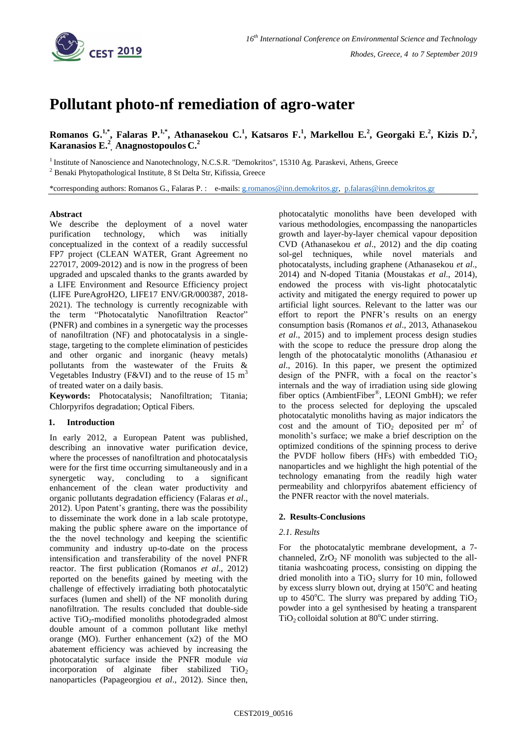# Pollutant photo-nf remediation of agro-water

**Romanos G.[1,*], Falaras P.[1,*], Athanasekou C.[1], Katsaros F.[1], Markellou E.[2], Georgaki E.[2], Kizis D.[2], Karanasios E.[2], Anagnostopoulos C.[2]**

[1] Institute of Nanoscience and Nanotechnology, N.C.S.R. "Demokritos", 15310 Ag. Paraskevi, Athens, Greece

[2] Benaki Phytopathological Institute, 8 St Delta Str, Kifissia, Greece

*corresponding authors: Romanos G., Falaras P. : e-mails: g.romanos@inn.demokritos.gr, p.falaras@inn.demokritos.gr

**Abstract**

We describe the deployment of a novel water purification technology, which was initially conceptualized in the context of a readily successful FP7 project (CLEAN WATER, Grant Agreement no 227017, 2009-2012) and is now in the progress of been upgraded and upscaled thanks to the grants awarded by a LIFE Environment and Resource Efficiency project (LIFE PureAgroH2O, LIFE17 ENV/GR/000387, 2018-2021). The technology is currently recognizable with the term "Photocatalytic Nanofiltration Reactor" (PNFR) and combines in a synergetic way the processes of nanofiltration (NF) and photocatalysis in a single-stage, targeting to the complete elimination of pesticides and other organic and inorganic (heavy metals) pollutants from the wastewater of the Fruits & Vegetables Industry (F&VI) and to the reuse of 15 $m^3$ of treated water on a daily basis.

**Keywords:** Photocatalysis; Nanofiltration; Titania; Chlorpyrifos degradation; Optical Fibers.

## 1. Introduction

In early 2012, a European Patent was published, describing an innovative water purification device, where the processes of nanofiltration and photocatalysis were for the first time occurring simultaneously and in a synergetic way, concluding to a significant enhancement of the clean water productivity and organic pollutants degradation efficiency (Falaras *et al*., 2012). Upon Patent's granting, there was the possibility to disseminate the work done in a lab scale prototype, making the public sphere aware on the importance of the the novel technology and keeping the scientific community and industry up-to-date on the process intensification and transferability of the novel PNFR reactor. The first publication (Romanos *et al*., 2012) reported on the benefits gained by meeting with the challenge of effectively irradiating both photocatalytic surfaces (lumen and shell) of the NF monolith during nanofiltration. The results concluded that double-side active $TiO_2$-modified monoliths photodegraded almost double amount of a common pollutant like methyl orange (MO). Further enhancement (x2) of the MO abatement efficiency was achieved by increasing the photocatalytic surface inside the PNFR module *via* incorporation of alginate fiber stabilized $TiO_2$ nanoparticles (Papageorgiou *et al*., 2012). Since then, photocatalytic monoliths have been developed with various methodologies, encompassing the nanoparticles growth and layer-by-layer chemical vapour deposition CVD (Athanasekou *et al*., 2012) and the dip coating sol-gel techniques, while novel materials and photocatalysts, including graphene (Athanasekou *et al*., 2014) and N-doped Titania (Moustakas *et al*., 2014), endowed the process with vis-light photocatalytic activity and mitigated the energy required to power up artificial light sources. Relevant to the latter was our effort to report the PNFR's results on an energy consumption basis (Romanos *et al*., 2013, Athanasekou *et al*., 2015) and to implement process design studies with the scope to reduce the pressure drop along the length of the photocatalytic monoliths (Athanasiou *et al*., 2016). In this paper, we present the optimized design of the PNFR, with a focal on the reactor's internals and the way of irradiation using side glowing fiber optics (AmbientFiber®, LEONI GmbH); we refer to the process selected for deploying the upscaled photocatalytic monoliths having as major indicators the cost and the amount of $TiO_2$ deposited per $m^2$ of monolith's surface; we make a brief description on the optimized conditions of the spinning process to derive the PVDF hollow fibers (HFs) with embedded $TiO_2$ nanoparticles and we highlight the high potential of the technology emanating from the readily high water permeability and chlorpyrifos abatement efficiency of the PNFR reactor with the novel materials.

## 2. Results-Conclusions

### 2.1. Results

For the photocatalytic membrane development, a 7-channeled, $ZrO_2$ NF monolith was subjected to the all-titania washcoating process, consisting on dipping the dried monolith into a $TiO_2$ slurry for 10 min, followed by excess slurry blown out, drying at 150°C and heating up to 450°C. The slurry was prepared by adding $TiO_2$ powder into a gel synthesised by heating a transparent $TiO_2$ colloidal solution at 80°C under stirring.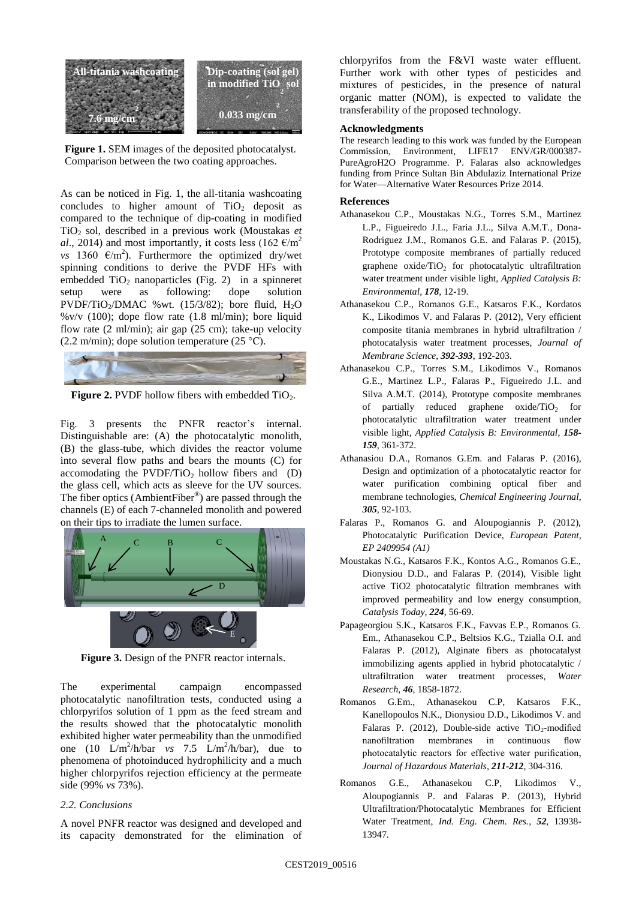All-titania washcoating

7.6 mg/cm$^2$

Dip-coating (sol gel) in modified $TiO_2$ sol

0.033 mg/cm$^2$

**Figure 1.** SEM images of the deposited photocatalyst. Comparison between the two coating approaches.

As can be noticed in Fig. 1, the all-titania washcoating concludes to higher amount of $TiO_2$ deposit as compared to the technique of dip-coating in modified $TiO_2$ sol, described in a previous work (Moustakas *et al*., 2014) and most importantly, it costs less (162 €/m$^2$ *vs* 1360 €/m$^2$). Furthermore the optimized dry/wet spinning conditions to derive the PVDF HFs with embedded $TiO_2$ nanoparticles (Fig. 2) in a spinneret setup were as following: dope solution PVDF/$TiO_2$/DMAC %wt. (15/3/82); bore fluid, $H_2O$ %v/v (100); dope flow rate (1.8 ml/min); bore liquid flow rate (2 ml/min); air gap (25 cm); take-up velocity (2.2 m/min); dope solution temperature (25 °C).

**Figure 2.** PVDF hollow fibers with embedded $TiO_2$.

Fig. 3 presents the PNFR reactor's internal. Distinguishable are: (A) the photocatalytic monolith, (B) the glass-tube, which divides the reactor volume into several flow paths and bears the mounts (C) for accomodating the PVDF/$TiO_2$ hollow fibers and (D) the glass cell, which acts as sleeve for the UV sources. The fiber optics (AmbientFiber®) are passed through the channels (E) of each 7-channeled monolith and powered on their tips to irradiate the lumen surface.

A C B C D E

**Figure 3.** Design of the PNFR reactor internals.

The experimental campaign encompassed photocatalytic nanofiltration tests, conducted using a chlorpyrifos solution of 1 ppm as the feed stream and the results showed that the photocatalytic monolith exhibited higher water permeability than the unmodified one (10 L/m$^2$/h/bar *vs* 7.5 L/m$^2$/h/bar), due to phenomena of photoinduced hydrophilicity and a much higher chlorpyrifos rejection efficiency at the permeate side (99% *vs* 73%).

### *2.2. Conclusions*

A novel PNFR reactor was designed and developed and its capacity demonstrated for the elimination of chlorpyrifos from the F&VI waste water effluent. Further work with other types of pesticides and mixtures of pesticides, in the presence of natural organic matter (NOM), is expected to validate the transferability of the proposed technology.

### Acknowledgments

The research leading to this work was funded by the European Commission, Environment, LIFE17 ENV/GR/000387-PureAgroH2O Programme. P. Falaras also acknowledges funding from Prince Sultan Bin Abdulaziz International Prize for Water—Alternative Water Resources Prize 2014.

### References

Athanasekou C.P., Moustakas N.G., Torres S.M., Martinez L.P., Figueiredo J.L., Faria J.L., Silva A.M.T., Dona-Rodriguez J.M., Romanos G.E. and Falaras P. (2015), Prototype composite membranes of partially reduced graphene oxide/$TiO_2$ for photocatalytic ultrafiltration water treatment under visible light, *Applied Catalysis B: Environmental*, ***178***, 12-19.

Athanasekou C.P., Romanos G.E., Katsaros F.K., Kordatos K., Likodimos V. and Falaras P. (2012), Very efficient composite titania membranes in hybrid ultrafiltration / photocatalysis water treatment processes, *Journal of Membrane Science*, ***392-393***, 192-203.

Athanasekou C.P., Torres S.M., Likodimos V., Romanos G.E., Martinez L.P., Falaras P., Figueiredo J.L. and Silva A.M.T. (2014), Prototype composite membranes of partially reduced graphene oxide/$TiO_2$ for photocatalytic ultrafiltration water treatment under visible light, *Applied Catalysis B: Environmental*, ***158-159***, 361-372.

Athanasiou D.A., Romanos G.Em. and Falaras P. (2016), Design and optimization of a photocatalytic reactor for water purification combining optical fiber and membrane technologies, *Chemical Engineering Journal*, ***305***, 92-103.

Falaras P., Romanos G. and Aloupogiannis P. (2012), Photocatalytic Purification Device, *European Patent, EP 2409954 (A1)*

Moustakas N.G., Katsaros F.K., Kontos A.G., Romanos G.E., Dionysiou D.D., and Falaras P. (2014), Visible light active TiO2 photocatalytic filtration membranes with improved permeability and low energy consumption, *Catalysis Today*, ***224***, 56-69.

Papageorgiou S.K., Katsaros F.K., Favvas E.P., Romanos G. Em., Athanasekou C.P., Beltsios K.G., Tzialla O.I. and Falaras P. (2012), Alginate fibers as photocatalyst immobilizing agents applied in hybrid photocatalytic / ultrafiltration water treatment processes, *Water Research*, ***46***, 1858-1872.

Romanos G.Em., Athanasekou C.P, Katsaros F.K., Kanellopoulos N.K., Dionysiou D.D., Likodimos V. and Falaras P. (2012), Double-side active $TiO_2$-modified nanofiltration membranes in continuous flow photocatalytic reactors for effective water purification, *Journal of Hazardous Materials*, ***211-212***, 304-316.

Romanos G.E., Athanasekou C.P, Likodimos V., Aloupogiannis P. and Falaras P. (2013), Hybrid Ultrafiltration/Photocatalytic Membranes for Efficient Water Treatment, *Ind. Eng. Chem. Res.*, ***52***, 13938-13947.